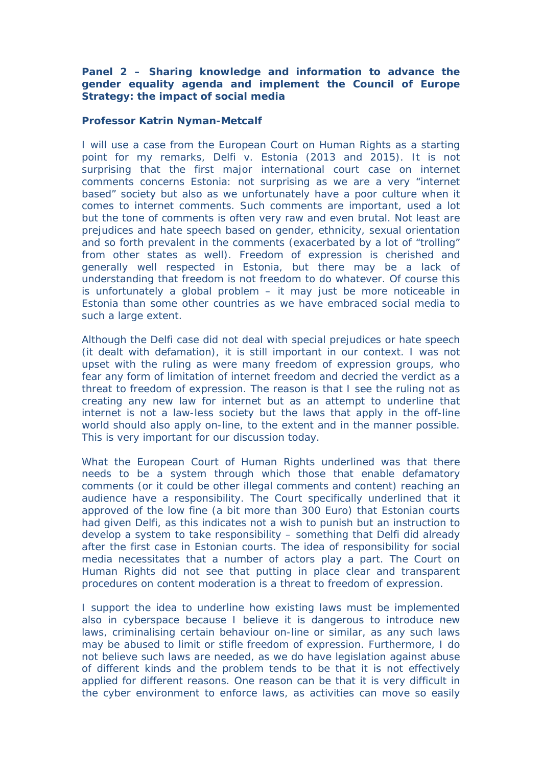**Panel 2 – Sharing knowledge and information to advance the gender equality agenda and implement the Council of Europe Strategy: the impact of social media**

**Professor Katrin Nyman-Metcalf**

I will use a case from the European Court on Human Rights as a starting point for my remarks, Delfi v. Estonia (2013 and 2015). It is not surprising that the first major international court case on internet comments concerns Estonia: not surprising as we are a very "internet based" society but also as we unfortunately have a poor culture when it comes to internet comments. Such comments are important, used a lot but the tone of comments is often very raw and even brutal. Not least are prejudices and hate speech based on gender, ethnicity, sexual orientation and so forth prevalent in the comments (exacerbated by a lot of "trolling" from other states as well). Freedom of expression is cherished and generally well respected in Estonia, but there may be a lack of understanding that freedom is not freedom to do whatever. Of course this is unfortunately a global problem – it may just be more noticeable in Estonia than some other countries as we have embraced social media to such a large extent.

Although the Delfi case did not deal with special prejudices or hate speech (it dealt with defamation), it is still important in our context. I was not upset with the ruling as were many freedom of expression groups, who fear any form of limitation of internet freedom and decried the verdict as a threat to freedom of expression. The reason is that I see the ruling not as creating any new law for internet but as an attempt to underline that internet is not a law-less society but the laws that apply in the off-line world should also apply on-line, to the extent and in the manner possible. This is very important for our discussion today.

What the European Court of Human Rights underlined was that there needs to be a system through which those that enable defamatory comments (or it could be other illegal comments and content) reaching an audience have a responsibility. The Court specifically underlined that it approved of the low fine (a bit more than 300 Euro) that Estonian courts had given Delfi, as this indicates not a wish to punish but an instruction to develop a system to take responsibility – something that Delfi did already after the first case in Estonian courts. The idea of responsibility for social media necessitates that a number of actors play a part. The Court on Human Rights did not see that putting in place clear and transparent procedures on content moderation is a threat to freedom of expression.

I support the idea to underline how existing laws must be implemented also in cyberspace because I believe it is dangerous to introduce new laws, criminalising certain behaviour on-line or similar, as any such laws may be abused to limit or stifle freedom of expression. Furthermore, I do not believe such laws are needed, as we do have legislation against abuse of different kinds and the problem tends to be that it is not effectively applied for different reasons. One reason can be that it is very difficult in the cyber environment to enforce laws, as activities can move so easily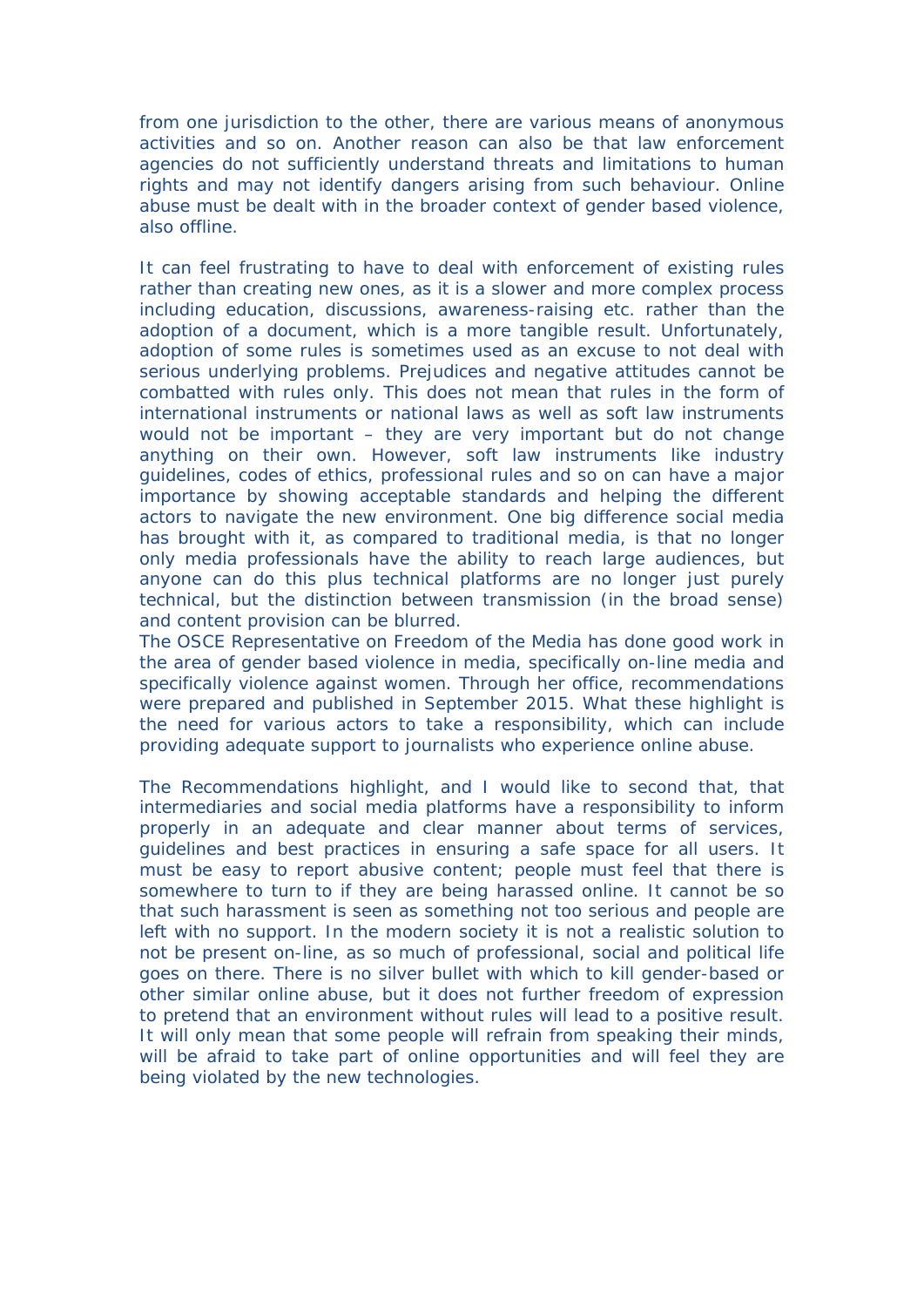from one jurisdiction to the other, there are various means of anonymous activities and so on. Another reason can also be that law enforcement agencies do not sufficiently understand threats and limitations to human rights and may not identify dangers arising from such behaviour. Online abuse must be dealt with in the broader context of gender based violence, also offline.

It can feel frustrating to have to deal with enforcement of existing rules rather than creating new ones, as it is a slower and more complex process including education, discussions, awareness-raising etc. rather than the adoption of a document, which is a more tangible result. Unfortunately, adoption of some rules is sometimes used as an excuse to not deal with serious underlying problems. Prejudices and negative attitudes cannot be combatted with rules only. This does not mean that rules in the form of international instruments or national laws as well as soft law instruments would not be important – they are very important but do not change anything on their own. However, soft law instruments like industry guidelines, codes of ethics, professional rules and so on can have a major importance by showing acceptable standards and helping the different actors to navigate the new environment. One big difference social media has brought with it, as compared to traditional media, is that no longer only media professionals have the ability to reach large audiences, but anyone can do this plus technical platforms are no longer just purely technical, but the distinction between transmission (in the broad sense) and content provision can be blurred.
The OSCE Representative on Freedom of the Media has done good work in the area of gender based violence in media, specifically on-line media and specifically violence against women. Through her office, recommendations were prepared and published in September 2015. What these highlight is the need for various actors to take a responsibility, which can include providing adequate support to journalists who experience online abuse.

The Recommendations highlight, and I would like to second that, that intermediaries and social media platforms have a responsibility to inform properly in an adequate and clear manner about terms of services, guidelines and best practices in ensuring a safe space for all users. It must be easy to report abusive content; people must feel that there is somewhere to turn to if they are being harassed online. It cannot be so that such harassment is seen as something not too serious and people are left with no support. In the modern society it is not a realistic solution to not be present on-line, as so much of professional, social and political life goes on there. There is no silver bullet with which to kill gender-based or other similar online abuse, but it does not further freedom of expression to pretend that an environment without rules will lead to a positive result. It will only mean that some people will refrain from speaking their minds, will be afraid to take part of online opportunities and will feel they are being violated by the new technologies.